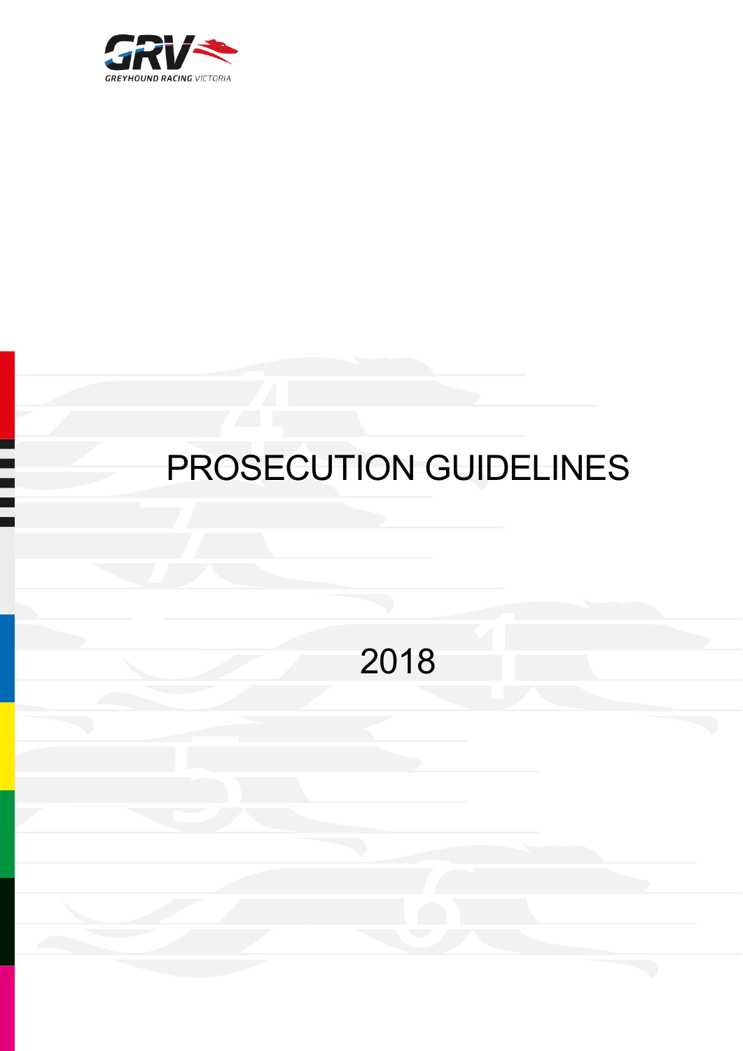GREYHOUND RACING VICTORIA

# PROSECUTION GUIDELINES

2018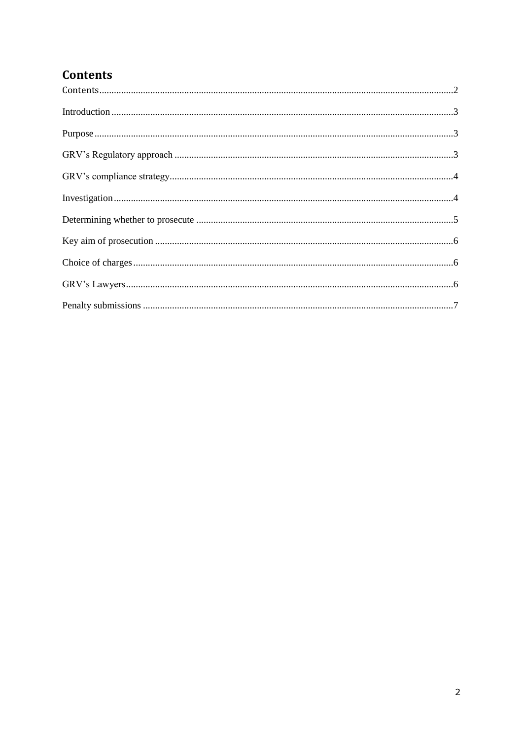## Contents

Contents....................................................................................................................................2

Introduction...............................................................................................................................3

Purpose......................................................................................................................................3

GRV's Regulatory approach......................................................................................................3

GRV's compliance strategy........................................................................................................4

Investigation...............................................................................................................................4

Determining whether to prosecute............................................................................................5

Key aim of prosecution..............................................................................................................6

Choice of charges.......................................................................................................................6

GRV's Lawyers...........................................................................................................................6

Penalty submissions...................................................................................................................7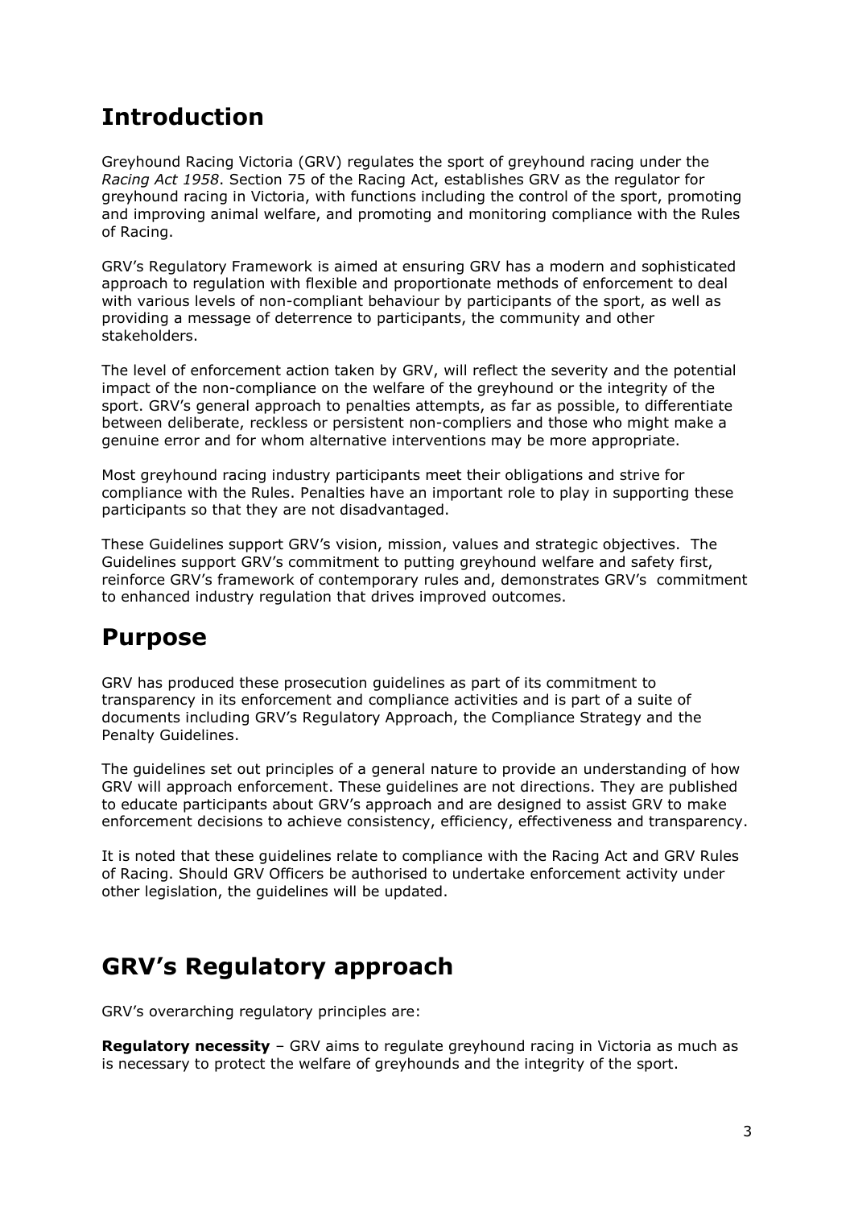# Introduction

Greyhound Racing Victoria (GRV) regulates the sport of greyhound racing under the *Racing Act 1958*. Section 75 of the Racing Act, establishes GRV as the regulator for greyhound racing in Victoria, with functions including the control of the sport, promoting and improving animal welfare, and promoting and monitoring compliance with the Rules of Racing.

GRV's Regulatory Framework is aimed at ensuring GRV has a modern and sophisticated approach to regulation with flexible and proportionate methods of enforcement to deal with various levels of non-compliant behaviour by participants of the sport, as well as providing a message of deterrence to participants, the community and other stakeholders.

The level of enforcement action taken by GRV, will reflect the severity and the potential impact of the non-compliance on the welfare of the greyhound or the integrity of the sport. GRV's general approach to penalties attempts, as far as possible, to differentiate between deliberate, reckless or persistent non-compliers and those who might make a genuine error and for whom alternative interventions may be more appropriate.

Most greyhound racing industry participants meet their obligations and strive for compliance with the Rules. Penalties have an important role to play in supporting these participants so that they are not disadvantaged.

These Guidelines support GRV's vision, mission, values and strategic objectives. The Guidelines support GRV's commitment to putting greyhound welfare and safety first, reinforce GRV's framework of contemporary rules and, demonstrates GRV's commitment to enhanced industry regulation that drives improved outcomes.

# Purpose

GRV has produced these prosecution guidelines as part of its commitment to transparency in its enforcement and compliance activities and is part of a suite of documents including GRV's Regulatory Approach, the Compliance Strategy and the Penalty Guidelines.

The guidelines set out principles of a general nature to provide an understanding of how GRV will approach enforcement. These guidelines are not directions. They are published to educate participants about GRV's approach and are designed to assist GRV to make enforcement decisions to achieve consistency, efficiency, effectiveness and transparency.

It is noted that these guidelines relate to compliance with the Racing Act and GRV Rules of Racing. Should GRV Officers be authorised to undertake enforcement activity under other legislation, the guidelines will be updated.

# GRV's Regulatory approach

GRV's overarching regulatory principles are:

**Regulatory necessity** – GRV aims to regulate greyhound racing in Victoria as much as is necessary to protect the welfare of greyhounds and the integrity of the sport.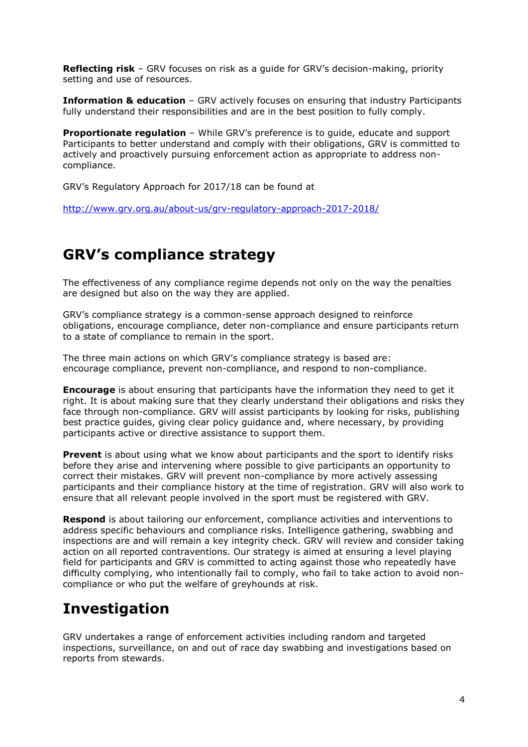**Reflecting risk** – GRV focuses on risk as a guide for GRV's decision-making, priority setting and use of resources.

**Information & education** – GRV actively focuses on ensuring that industry Participants fully understand their responsibilities and are in the best position to fully comply.

**Proportionate regulation** – While GRV's preference is to guide, educate and support Participants to better understand and comply with their obligations, GRV is committed to actively and proactively pursuing enforcement action as appropriate to address non-compliance.

GRV's Regulatory Approach for 2017/18 can be found at

http://www.grv.org.au/about-us/grv-regulatory-approach-2017-2018/

# GRV's compliance strategy

The effectiveness of any compliance regime depends not only on the way the penalties are designed but also on the way they are applied.

GRV's compliance strategy is a common-sense approach designed to reinforce obligations, encourage compliance, deter non-compliance and ensure participants return to a state of compliance to remain in the sport.

The three main actions on which GRV's compliance strategy is based are: encourage compliance, prevent non-compliance, and respond to non-compliance.

**Encourage** is about ensuring that participants have the information they need to get it right. It is about making sure that they clearly understand their obligations and risks they face through non-compliance. GRV will assist participants by looking for risks, publishing best practice guides, giving clear policy guidance and, where necessary, by providing participants active or directive assistance to support them.

**Prevent** is about using what we know about participants and the sport to identify risks before they arise and intervening where possible to give participants an opportunity to correct their mistakes. GRV will prevent non-compliance by more actively assessing participants and their compliance history at the time of registration. GRV will also work to ensure that all relevant people involved in the sport must be registered with GRV.

**Respond** is about tailoring our enforcement, compliance activities and interventions to address specific behaviours and compliance risks. Intelligence gathering, swabbing and inspections are and will remain a key integrity check. GRV will review and consider taking action on all reported contraventions. Our strategy is aimed at ensuring a level playing field for participants and GRV is committed to acting against those who repeatedly have difficulty complying, who intentionally fail to comply, who fail to take action to avoid non-compliance or who put the welfare of greyhounds at risk.

# Investigation

GRV undertakes a range of enforcement activities including random and targeted inspections, surveillance, on and out of race day swabbing and investigations based on reports from stewards.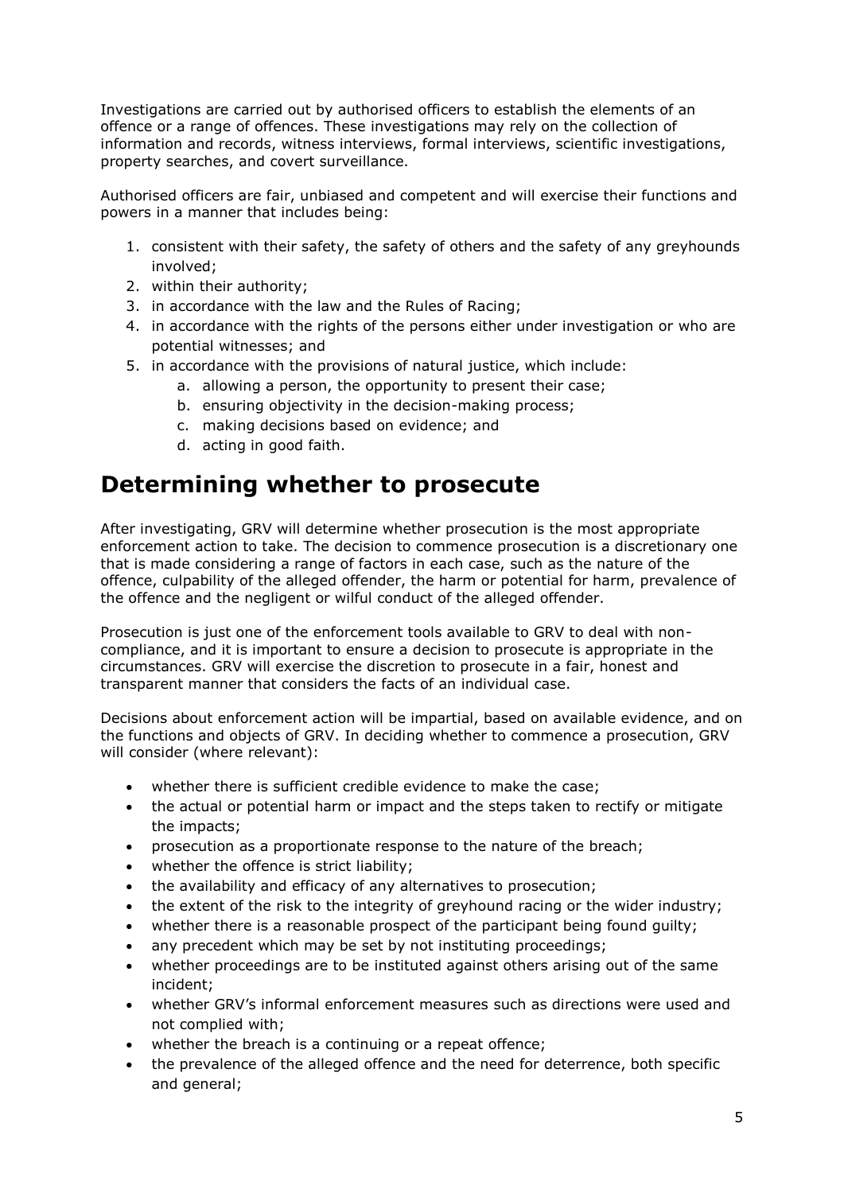Investigations are carried out by authorised officers to establish the elements of an offence or a range of offences. These investigations may rely on the collection of information and records, witness interviews, formal interviews, scientific investigations, property searches, and covert surveillance.

Authorised officers are fair, unbiased and competent and will exercise their functions and powers in a manner that includes being:

1. consistent with their safety, the safety of others and the safety of any greyhounds involved;
2. within their authority;
3. in accordance with the law and the Rules of Racing;
4. in accordance with the rights of the persons either under investigation or who are potential witnesses; and
5. in accordance with the provisions of natural justice, which include:
    a. allowing a person, the opportunity to present their case;
    b. ensuring objectivity in the decision-making process;
    c. making decisions based on evidence; and
    d. acting in good faith.

# Determining whether to prosecute

After investigating, GRV will determine whether prosecution is the most appropriate enforcement action to take. The decision to commence prosecution is a discretionary one that is made considering a range of factors in each case, such as the nature of the offence, culpability of the alleged offender, the harm or potential for harm, prevalence of the offence and the negligent or wilful conduct of the alleged offender.

Prosecution is just one of the enforcement tools available to GRV to deal with non-compliance, and it is important to ensure a decision to prosecute is appropriate in the circumstances. GRV will exercise the discretion to prosecute in a fair, honest and transparent manner that considers the facts of an individual case.

Decisions about enforcement action will be impartial, based on available evidence, and on the functions and objects of GRV. In deciding whether to commence a prosecution, GRV will consider (where relevant):

- whether there is sufficient credible evidence to make the case;
- the actual or potential harm or impact and the steps taken to rectify or mitigate the impacts;
- prosecution as a proportionate response to the nature of the breach;
- whether the offence is strict liability;
- the availability and efficacy of any alternatives to prosecution;
- the extent of the risk to the integrity of greyhound racing or the wider industry;
- whether there is a reasonable prospect of the participant being found guilty;
- any precedent which may be set by not instituting proceedings;
- whether proceedings are to be instituted against others arising out of the same incident;
- whether GRV's informal enforcement measures such as directions were used and not complied with;
- whether the breach is a continuing or a repeat offence;
- the prevalence of the alleged offence and the need for deterrence, both specific and general;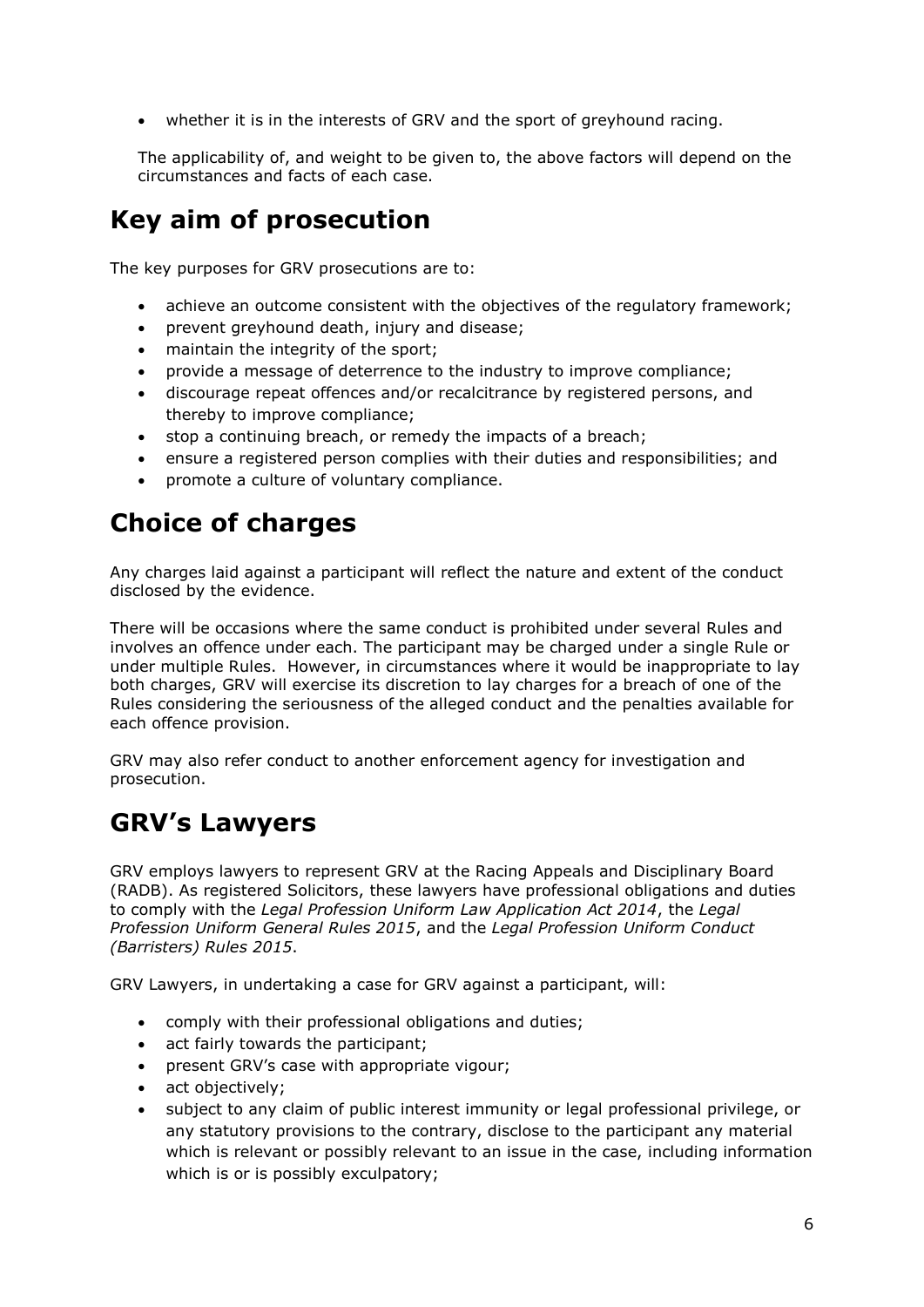- whether it is in the interests of GRV and the sport of greyhound racing.

The applicability of, and weight to be given to, the above factors will depend on the circumstances and facts of each case.

## Key aim of prosecution

The key purposes for GRV prosecutions are to:

- achieve an outcome consistent with the objectives of the regulatory framework;
- prevent greyhound death, injury and disease;
- maintain the integrity of the sport;
- provide a message of deterrence to the industry to improve compliance;
- discourage repeat offences and/or recalcitrance by registered persons, and thereby to improve compliance;
- stop a continuing breach, or remedy the impacts of a breach;
- ensure a registered person complies with their duties and responsibilities; and
- promote a culture of voluntary compliance.

## Choice of charges

Any charges laid against a participant will reflect the nature and extent of the conduct disclosed by the evidence.

There will be occasions where the same conduct is prohibited under several Rules and involves an offence under each. The participant may be charged under a single Rule or under multiple Rules. However, in circumstances where it would be inappropriate to lay both charges, GRV will exercise its discretion to lay charges for a breach of one of the Rules considering the seriousness of the alleged conduct and the penalties available for each offence provision.

GRV may also refer conduct to another enforcement agency for investigation and prosecution.

## GRV's Lawyers

GRV employs lawyers to represent GRV at the Racing Appeals and Disciplinary Board (RADB). As registered Solicitors, these lawyers have professional obligations and duties to comply with the *Legal Profession Uniform Law Application Act 2014*, the *Legal Profession Uniform General Rules 2015*, and the *Legal Profession Uniform Conduct (Barristers) Rules 2015*.

GRV Lawyers, in undertaking a case for GRV against a participant, will:

- comply with their professional obligations and duties;
- act fairly towards the participant;
- present GRV's case with appropriate vigour;
- act objectively;
- subject to any claim of public interest immunity or legal professional privilege, or any statutory provisions to the contrary, disclose to the participant any material which is relevant or possibly relevant to an issue in the case, including information which is or is possibly exculpatory;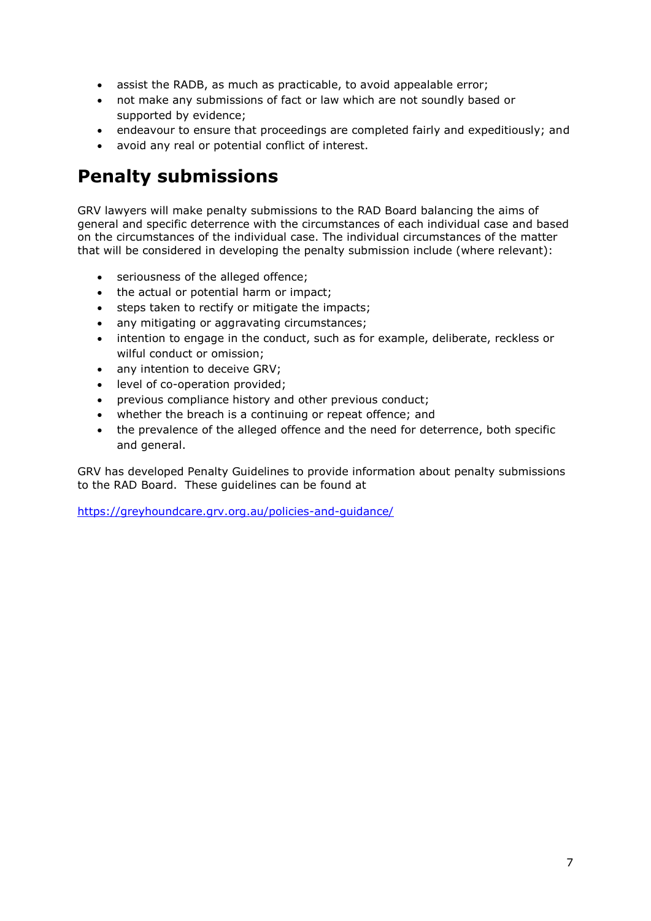- assist the RADB, as much as practicable, to avoid appealable error;
- not make any submissions of fact or law which are not soundly based or supported by evidence;
- endeavour to ensure that proceedings are completed fairly and expeditiously; and
- avoid any real or potential conflict of interest.

# Penalty submissions

GRV lawyers will make penalty submissions to the RAD Board balancing the aims of general and specific deterrence with the circumstances of each individual case and based on the circumstances of the individual case. The individual circumstances of the matter that will be considered in developing the penalty submission include (where relevant):

- seriousness of the alleged offence;
- the actual or potential harm or impact;
- steps taken to rectify or mitigate the impacts;
- any mitigating or aggravating circumstances;
- intention to engage in the conduct, such as for example, deliberate, reckless or wilful conduct or omission;
- any intention to deceive GRV;
- level of co-operation provided;
- previous compliance history and other previous conduct;
- whether the breach is a continuing or repeat offence; and
- the prevalence of the alleged offence and the need for deterrence, both specific and general.

GRV has developed Penalty Guidelines to provide information about penalty submissions to the RAD Board. These guidelines can be found at

https://greyhoundcare.grv.org.au/policies-and-guidance/